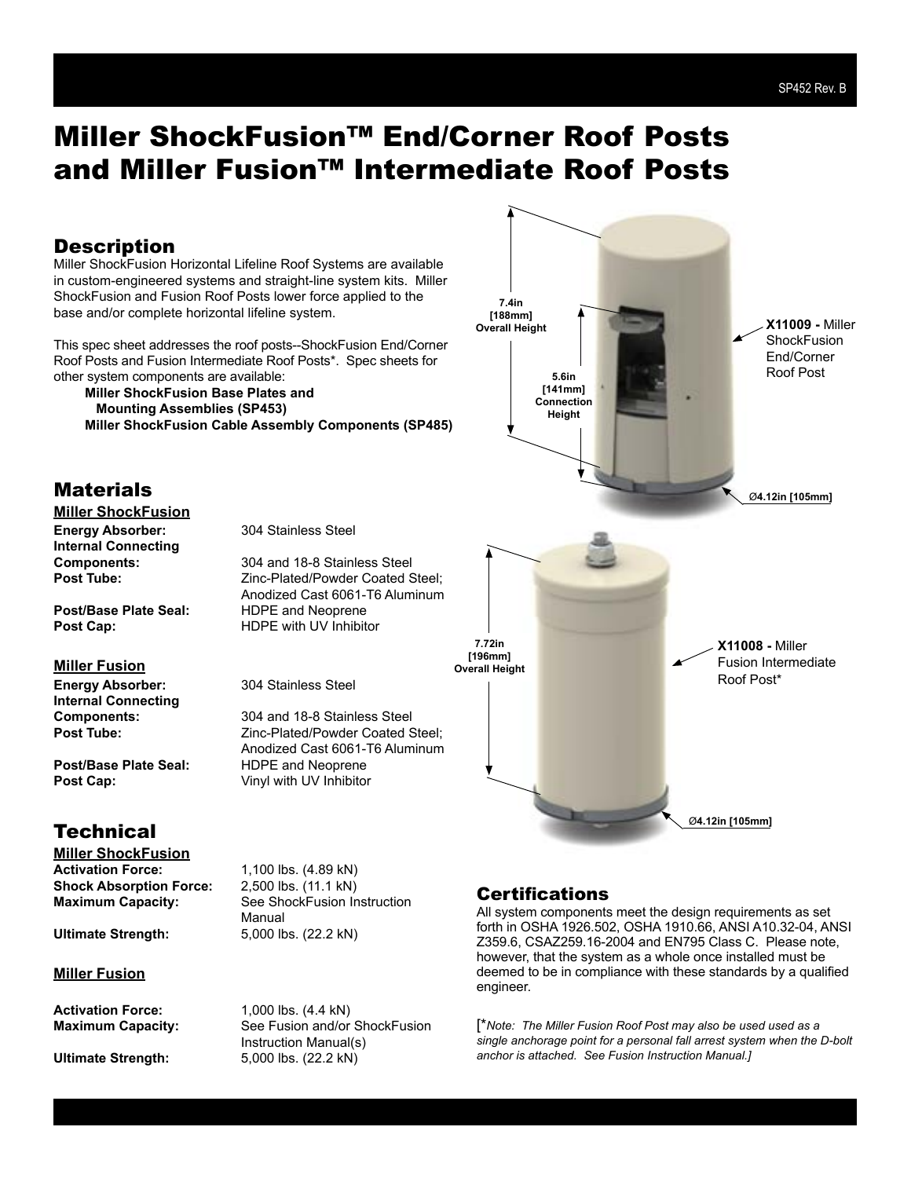# Miller ShockFusion™ End/Corner Roof Posts and Miller Fusion™ Intermediate Roof Posts

## Description

Miller ShockFusion Horizontal Lifeline Roof Systems are available in custom-engineered systems and straight-line system kits. Miller ShockFusion and Fusion Roof Posts lower force applied to the base and/or complete horizontal lifeline system.

This spec sheet addresses the roof posts--ShockFusion End/Corner Roof Posts and Fusion Intermediate Roof Posts*. Spec sheets for other system components are available:

**Miller ShockFusion Base Plates and Mounting Assemblies (SP453)**
**Miller ShockFusion Cable Assembly Components (SP485)**

7.4in [188mm] Overall Height

5.6in [141mm] Connection Height

Ø4.12in [105mm]

**X11009 -** Miller ShockFusion End/Corner Roof Post

7.72in [196mm] Overall Height

Ø4.12in [105mm]

**X11008 -** Miller Fusion Intermediate Roof Post*

## Materials

**Miller ShockFusion**

| | |
|---|---|
| **Energy Absorber:** | 304 Stainless Steel |
| **Internal Connecting Components:** | 304 and 18-8 Stainless Steel |
| **Post Tube:** | Zinc-Plated/Powder Coated Steel; Anodized Cast 6061-T6 Aluminum |
| **Post/Base Plate Seal:** | HDPE and Neoprene |
| **Post Cap:** | HDPE with UV Inhibitor |

**Miller Fusion**

| | |
|---|---|
| **Energy Absorber:** | 304 Stainless Steel |
| **Internal Connecting Components:** | 304 and 18-8 Stainless Steel |
| **Post Tube:** | Zinc-Plated/Powder Coated Steel; Anodized Cast 6061-T6 Aluminum |
| **Post/Base Plate Seal:** | HDPE and Neoprene |
| **Post Cap:** | Vinyl with UV Inhibitor |

## Technical

**Miller ShockFusion**

| | |
|---|---|
| **Activation Force:** | 1,100 lbs. (4.89 kN) |
| **Shock Absorption Force:** | 2,500 lbs. (11.1 kN) |
| **Maximum Capacity:** | See ShockFusion Instruction Manual |
| **Ultimate Strength:** | 5,000 lbs. (22.2 kN) |

**Miller Fusion**

| | |
|---|---|
| **Activation Force:** | 1,000 lbs. (4.4 kN) |
| **Maximum Capacity:** | See Fusion and/or ShockFusion Instruction Manual(s) |
| **Ultimate Strength:** | 5,000 lbs. (22.2 kN) |

## Certifications

All system components meet the design requirements as set forth in OSHA 1926.502, OSHA 1910.66, ANSI A10.32-04, ANSI Z359.6, CSAZ259.16-2004 and EN795 Class C. Please note, however, that the system as a whole once installed must be deemed to be in compliance with these standards by a qualified engineer.

[**Note: The Miller Fusion Roof Post may also be used used as a single anchorage point for a personal fall arrest system when the D-bolt anchor is attached. See Fusion Instruction Manual.*]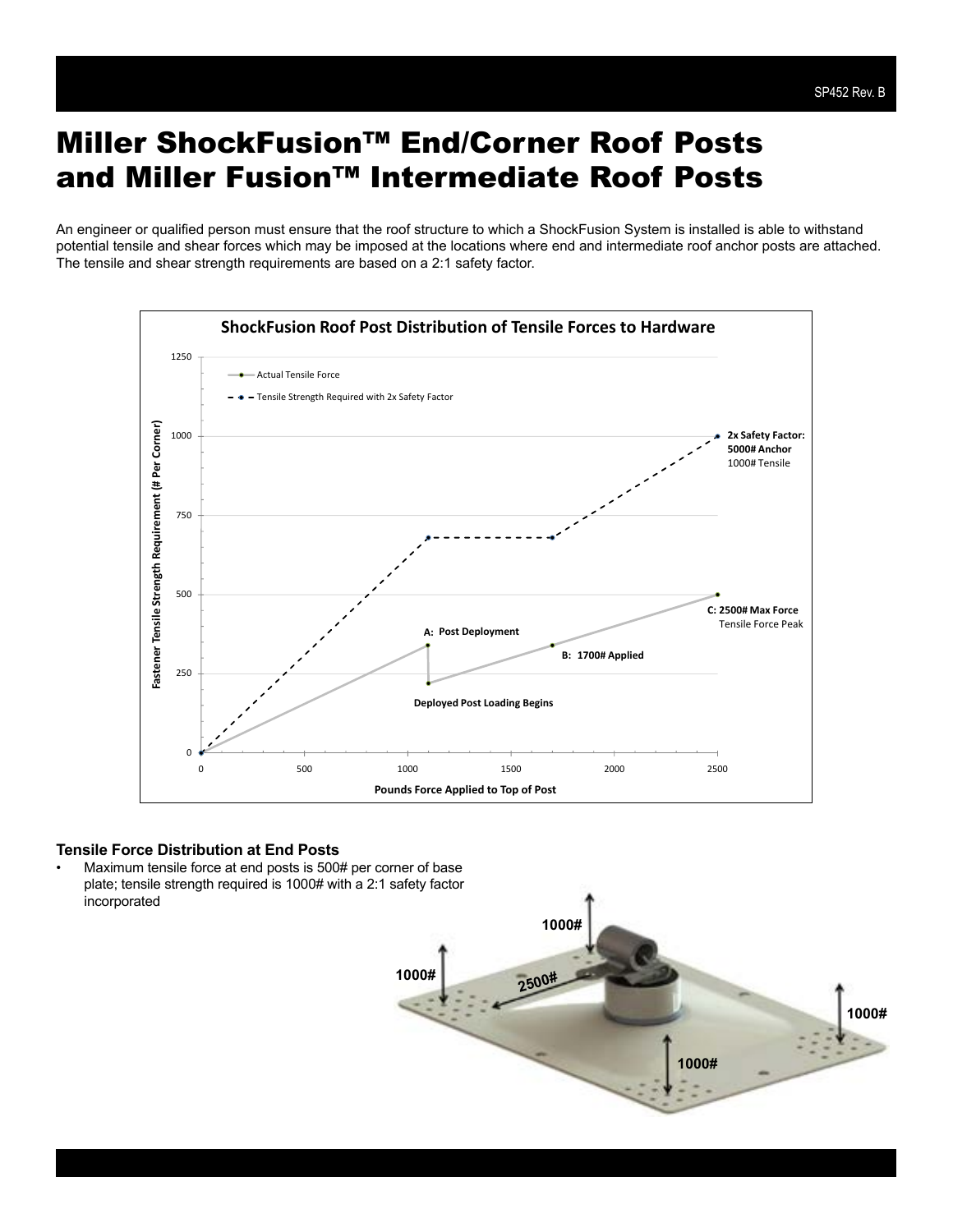# Miller ShockFusion™ End/Corner Roof Posts and Miller Fusion™ Intermediate Roof Posts

An engineer or qualified person must ensure that the roof structure to which a ShockFusion System is installed is able to withstand potential tensile and shear forces which may be imposed at the locations where end and intermediate roof anchor posts are attached. The tensile and shear strength requirements are based on a 2:1 safety factor.

**ShockFusion Roof Post Distribution of Tensile Forces to Hardware**

- Actual Tensile Force
- Tensile Strength Required with 2x Safety Factor

Fastener Tensile Strength Requirement (# Per Corner)

Pounds Force Applied to Top of Post

**A: Post Deployment**

**Deployed Post Loading Begins**

**B: 1700# Applied**

**C: 2500# Max Force** Tensile Force Peak

**2x Safety Factor: 5000# Anchor** 1000# Tensile

### Tensile Force Distribution at End Posts

- Maximum tensile force at end posts is 500# per corner of base plate; tensile strength required is 1000# with a 2:1 safety factor incorporated

1000#

1000#

2500#

1000#

1000#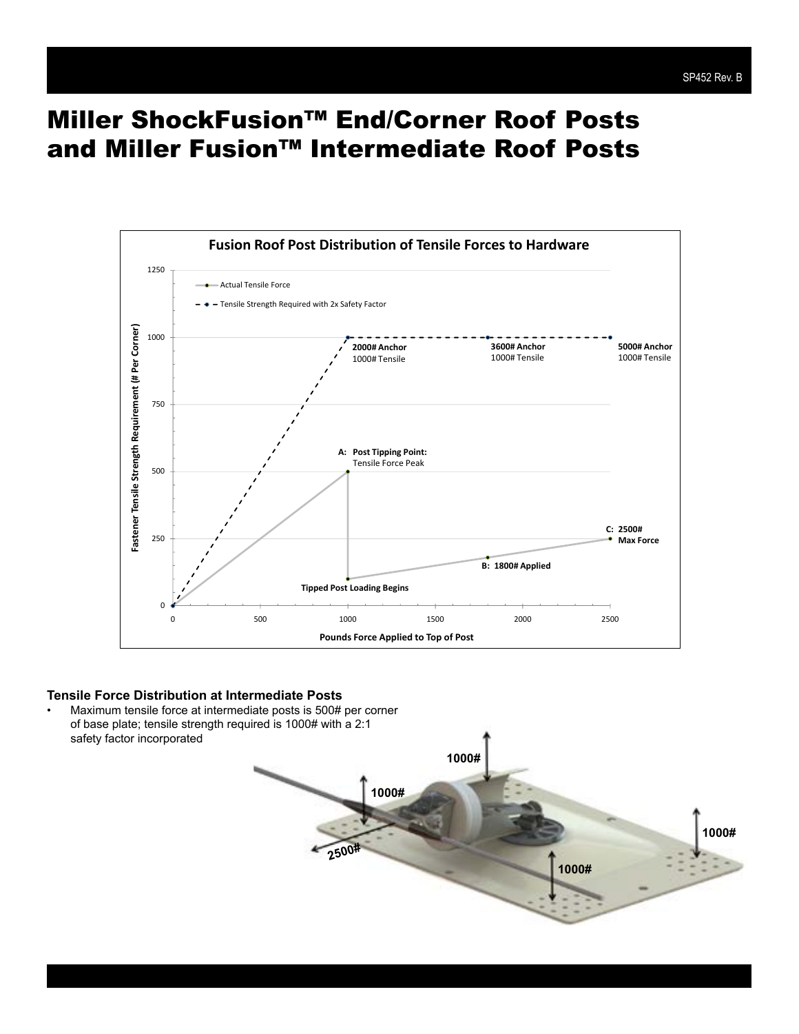# Miller ShockFusion™ End/Corner Roof Posts and Miller Fusion™ Intermediate Roof Posts

**Fusion Roof Post Distribution of Tensile Forces to Hardware**

Legend:
- Actual Tensile Force
- Tensile Strength Required with 2x Safety Factor

Y-axis: Fastener Tensile Strength Requirement (# Per Corner)

X-axis: Pounds Force Applied to Top of Post

Chart labels:
- **2000# Anchor** 1000# Tensile
- **3600# Anchor** 1000# Tensile
- **5000# Anchor** 1000# Tensile
- **A: Post Tipping Point:** Tensile Force Peak
- **Tipped Post Loading Begins**
- **B: 1800# Applied**
- **C: 2500# Max Force**

### Tensile Force Distribution at Intermediate Posts

- Maximum tensile force at intermediate posts is 500# per corner of base plate; tensile strength required is 1000# with a 2:1 safety factor incorporated

Diagram labels: 1000#, 1000#, 1000#, 1000#, 2500#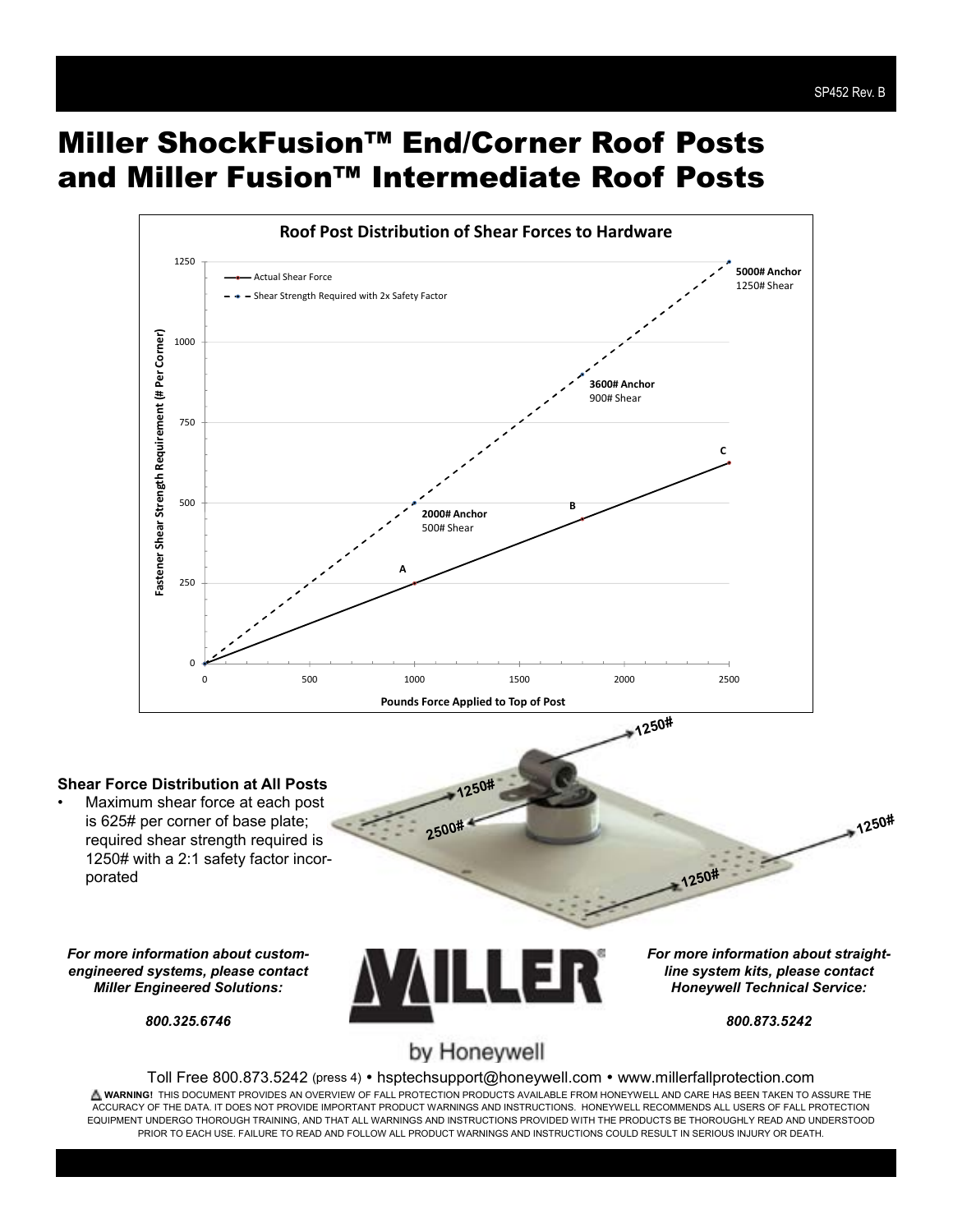# Miller ShockFusion™ End/Corner Roof Posts and Miller Fusion™ Intermediate Roof Posts

Roof Post Distribution of Shear Forces to Hardware

Actual Shear Force

Shear Strength Required with 2x Safety Factor

Fastener Shear Strength Requirement (# Per Corner)

Pounds Force Applied to Top of Post

0

250

500

750

1000

1250

0

500

1000

1500

2000

2500

A

B

C

2000# Anchor
500# Shear

3600# Anchor
900# Shear

5000# Anchor
1250# Shear

1250#

1250#

2500#

1250#

1250#

### Shear Force Distribution at All Posts

- Maximum shear force at each post is 625# per corner of base plate; required shear strength required is 1250# with a 2:1 safety factor incorporated

*For more information about custom-engineered systems, please contact Miller Engineered Solutions:*

*800.325.6746*

*For more information about straight-line system kits, please contact Honeywell Technical Service:*

*800.873.5242*

MILLER by Honeywell

Toll Free 800.873.5242 (press 4) • hsptechsupport@honeywell.com • www.millerfallprotection.com

⚠ **WARNING!** THIS DOCUMENT PROVIDES AN OVERVIEW OF FALL PROTECTION PRODUCTS AVAILABLE FROM HONEYWELL AND CARE HAS BEEN TAKEN TO ASSURE THE ACCURACY OF THE DATA. IT DOES NOT PROVIDE IMPORTANT PRODUCT WARNINGS AND INSTRUCTIONS. HONEYWELL RECOMMENDS ALL USERS OF FALL PROTECTION EQUIPMENT UNDERGO THOROUGH TRAINING, AND THAT ALL WARNINGS AND INSTRUCTIONS PROVIDED WITH THE PRODUCTS BE THOROUGHLY READ AND UNDERSTOOD PRIOR TO EACH USE. FAILURE TO READ AND FOLLOW ALL PRODUCT WARNINGS AND INSTRUCTIONS COULD RESULT IN SERIOUS INJURY OR DEATH.